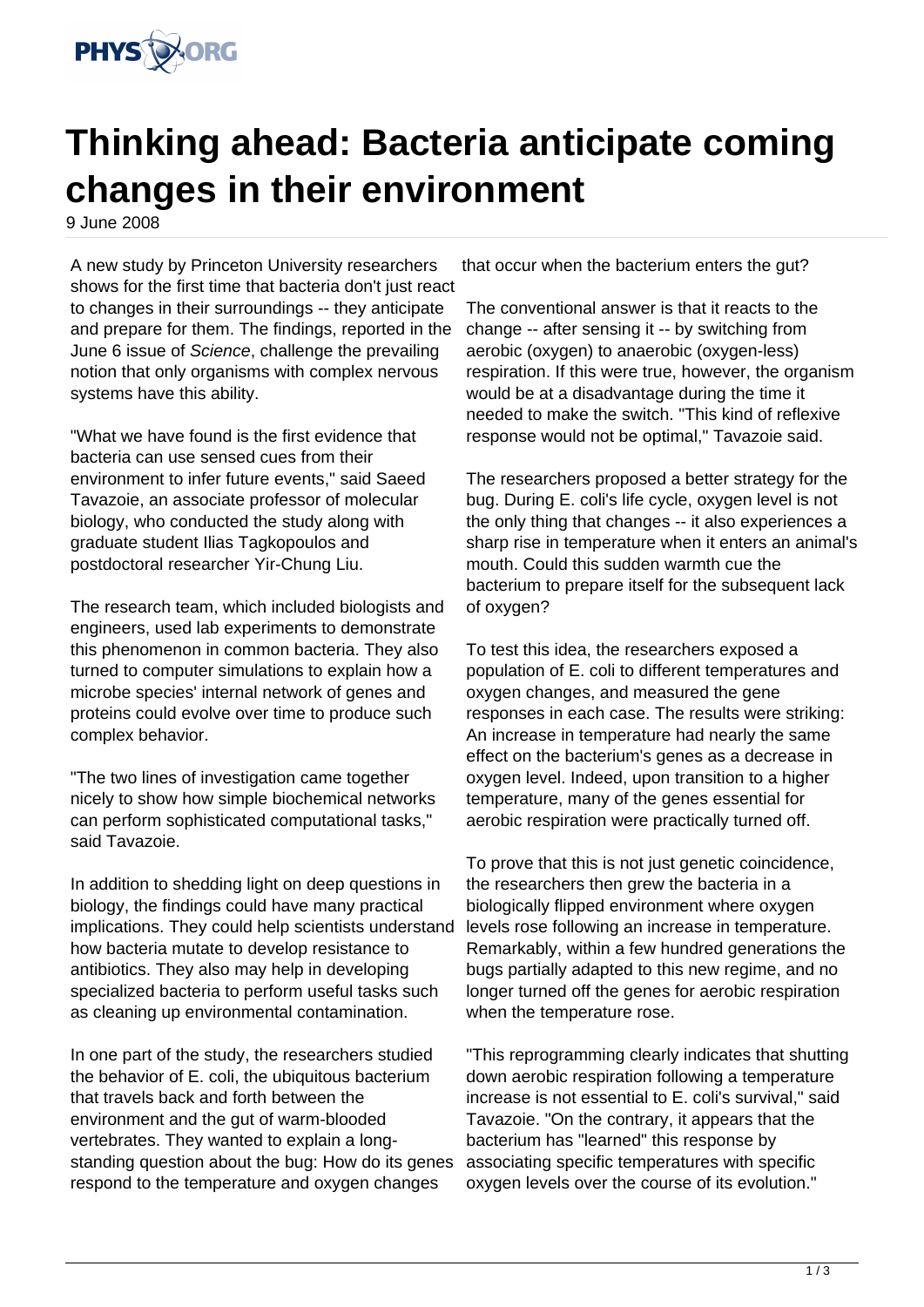# Thinking ahead: Bacteria anticipate coming changes in their environment

9 June 2008

A new study by Princeton University researchers shows for the first time that bacteria don't just react to changes in their surroundings -- they anticipate and prepare for them. The findings, reported in the June 6 issue of *Science*, challenge the prevailing notion that only organisms with complex nervous systems have this ability.

"What we have found is the first evidence that bacteria can use sensed cues from their environment to infer future events," said Saeed Tavazoie, an associate professor of molecular biology, who conducted the study along with graduate student Ilias Tagkopoulos and postdoctoral researcher Yir-Chung Liu.

The research team, which included biologists and engineers, used lab experiments to demonstrate this phenomenon in common bacteria. They also turned to computer simulations to explain how a microbe species' internal network of genes and proteins could evolve over time to produce such complex behavior.

"The two lines of investigation came together nicely to show how simple biochemical networks can perform sophisticated computational tasks," said Tavazoie.

In addition to shedding light on deep questions in biology, the findings could have many practical implications. They could help scientists understand how bacteria mutate to develop resistance to antibiotics. They also may help in developing specialized bacteria to perform useful tasks such as cleaning up environmental contamination.

In one part of the study, the researchers studied the behavior of E. coli, the ubiquitous bacterium that travels back and forth between the environment and the gut of warm-blooded vertebrates. They wanted to explain a long-standing question about the bug: How do its genes respond to the temperature and oxygen changes that occur when the bacterium enters the gut?

The conventional answer is that it reacts to the change -- after sensing it -- by switching from aerobic (oxygen) to anaerobic (oxygen-less) respiration. If this were true, however, the organism would be at a disadvantage during the time it needed to make the switch. "This kind of reflexive response would not be optimal," Tavazoie said.

The researchers proposed a better strategy for the bug. During E. coli's life cycle, oxygen level is not the only thing that changes -- it also experiences a sharp rise in temperature when it enters an animal's mouth. Could this sudden warmth cue the bacterium to prepare itself for the subsequent lack of oxygen?

To test this idea, the researchers exposed a population of E. coli to different temperatures and oxygen changes, and measured the gene responses in each case. The results were striking: An increase in temperature had nearly the same effect on the bacterium's genes as a decrease in oxygen level. Indeed, upon transition to a higher temperature, many of the genes essential for aerobic respiration were practically turned off.

To prove that this is not just genetic coincidence, the researchers then grew the bacteria in a biologically flipped environment where oxygen levels rose following an increase in temperature. Remarkably, within a few hundred generations the bugs partially adapted to this new regime, and no longer turned off the genes for aerobic respiration when the temperature rose.

"This reprogramming clearly indicates that shutting down aerobic respiration following a temperature increase is not essential to E. coli's survival," said Tavazoie. "On the contrary, it appears that the bacterium has "learned" this response by associating specific temperatures with specific oxygen levels over the course of its evolution."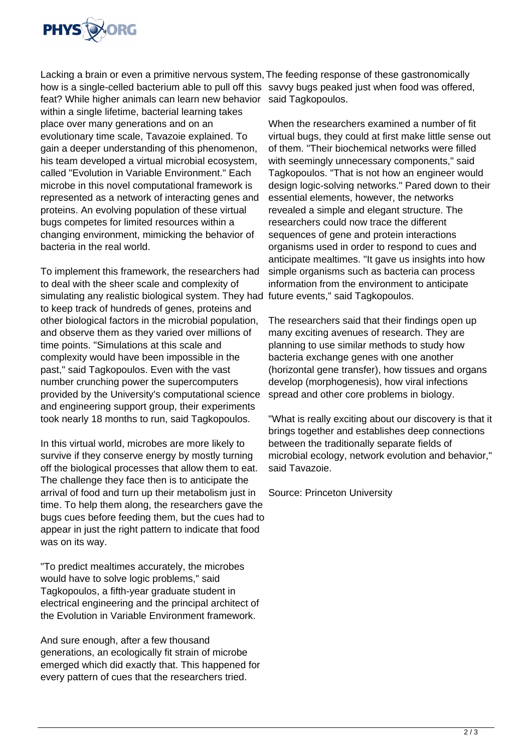Lacking a brain or even a primitive nervous system, how is a single-celled bacterium able to pull off this feat? While higher animals can learn new behavior within a single lifetime, bacterial learning takes place over many generations and on an evolutionary time scale, Tavazoie explained. To gain a deeper understanding of this phenomenon, his team developed a virtual microbial ecosystem, called "Evolution in Variable Environment." Each microbe in this novel computational framework is represented as a network of interacting genes and proteins. An evolving population of these virtual bugs competes for limited resources within a changing environment, mimicking the behavior of bacteria in the real world.

To implement this framework, the researchers had to deal with the sheer scale and complexity of simulating any realistic biological system. They had to keep track of hundreds of genes, proteins and other biological factors in the microbial population, and observe them as they varied over millions of time points. "Simulations at this scale and complexity would have been impossible in the past," said Tagkopoulos. Even with the vast number crunching power the supercomputers provided by the University's computational science and engineering support group, their experiments took nearly 18 months to run, said Tagkopoulos.

In this virtual world, microbes are more likely to survive if they conserve energy by mostly turning off the biological processes that allow them to eat. The challenge they face then is to anticipate the arrival of food and turn up their metabolism just in time. To help them along, the researchers gave the bugs cues before feeding them, but the cues had to appear in just the right pattern to indicate that food was on its way.

"To predict mealtimes accurately, the microbes would have to solve logic problems," said Tagkopoulos, a fifth-year graduate student in electrical engineering and the principal architect of the Evolution in Variable Environment framework.

And sure enough, after a few thousand generations, an ecologically fit strain of microbe emerged which did exactly that. This happened for every pattern of cues that the researchers tried. The feeding response of these gastronomically savvy bugs peaked just when food was offered, said Tagkopoulos.

When the researchers examined a number of fit virtual bugs, they could at first make little sense out of them. "Their biochemical networks were filled with seemingly unnecessary components," said Tagkopoulos. "That is not how an engineer would design logic-solving networks." Pared down to their essential elements, however, the networks revealed a simple and elegant structure. The researchers could now trace the different sequences of gene and protein interactions organisms used in order to respond to cues and anticipate mealtimes. "It gave us insights into how simple organisms such as bacteria can process information from the environment to anticipate future events," said Tagkopoulos.

The researchers said that their findings open up many exciting avenues of research. They are planning to use similar methods to study how bacteria exchange genes with one another (horizontal gene transfer), how tissues and organs develop (morphogenesis), how viral infections spread and other core problems in biology.

"What is really exciting about our discovery is that it brings together and establishes deep connections between the traditionally separate fields of microbial ecology, network evolution and behavior," said Tavazoie.

Source: Princeton University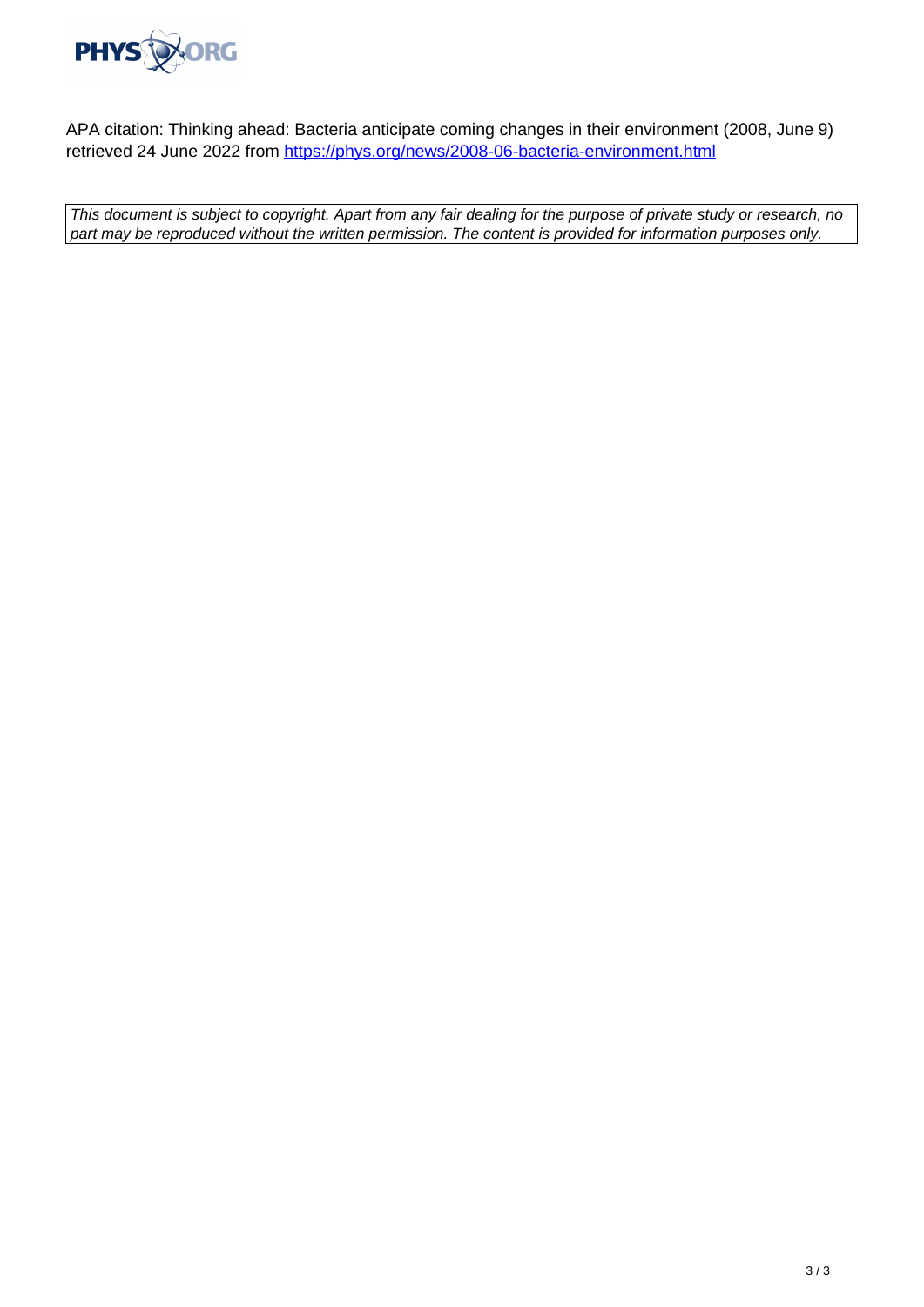APA citation: Thinking ahead: Bacteria anticipate coming changes in their environment (2008, June 9) retrieved 24 June 2022 from https://phys.org/news/2008-06-bacteria-environment.html

*This document is subject to copyright. Apart from any fair dealing for the purpose of private study or research, no part may be reproduced without the written permission. The content is provided for information purposes only.*